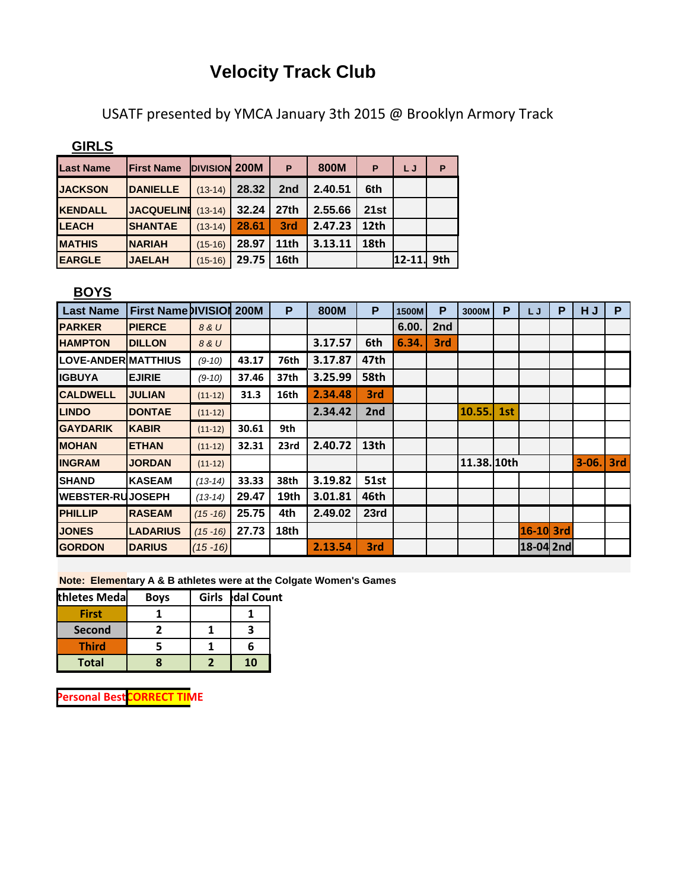# Velocity Track Club

USATF presented by YMCA January 3th 2015 @ Brooklyn Armory Track

## GIRLS

| Last Name | First Name | DIVISION | 200M | P | 800M | P | L J | P |
|---|---|---|---|---|---|---|---|---|
| JACKSON | DANIELLE | (13-14) | 28.32 | 2nd | 2.40.51 | 6th | | |
| KENDALL | JACQUELINE | (13-14) | 32.24 | 27th | 2.55.66 | 21st | | |
| LEACH | SHANTAE | (13-14) | 28.61 | 3rd | 2.47.23 | 12th | | |
| MATHIS | NARIAH | (15-16) | 28.97 | 11th | 3.13.11 | 18th | | |
| EARGLE | JAELAH | (15-16) | 29.75 | 16th | | | 12-11. | 9th |

## BOYS

| Last Name | First Name | DIVISION | 200M | P | 800M | P | 1500M | P | 3000M | P | L J | P | H J | P |
|---|---|---|---|---|---|---|---|---|---|---|---|---|---|---|
| PARKER | PIERCE | 8 & U | | | | | 6.00. | 2nd | | | | | | |
| HAMPTON | DILLON | 8 & U | | | 3.17.57 | 6th | 6.34. | 3rd | | | | | | |
| LOVE-ANDER | MATTHIUS | (9-10) | 43.17 | 76th | 3.17.87 | 47th | | | | | | | | |
| IGBUYA | EJIRIE | (9-10) | 37.46 | 37th | 3.25.99 | 58th | | | | | | | | |
| CALDWELL | JULIAN | (11-12) | 31.3 | 16th | 2.34.48 | 3rd | | | | | | | | |
| LINDO | DONTAE | (11-12) | | | 2.34.42 | 2nd | | | 10.55. | 1st | | | | |
| GAYDARIK | KABIR | (11-12) | 30.61 | 9th | | | | | | | | | | |
| MOHAN | ETHAN | (11-12) | 32.31 | 23rd | 2.40.72 | 13th | | | | | | | | |
| INGRAM | JORDAN | (11-12) | | | | | | | 11.38. | 10th | | | 3-06. | 3rd |
| SHAND | KASEAM | (13-14) | 33.33 | 38th | 3.19.82 | 51st | | | | | | | | |
| WEBSTER-RU | JOSEPH | (13-14) | 29.47 | 19th | 3.01.81 | 46th | | | | | | | | |
| PHILLIP | RASEAM | (15 -16) | 25.75 | 4th | 2.49.02 | 23rd | | | | | | | | |
| JONES | LADARIUS | (15 -16) | 27.73 | 18th | | | | | | | 16-10 | 3rd | | |
| GORDON | DARIUS | (15 -16) | | | 2.13.54 | 3rd | | | | | 18-04 | 2nd | | |

**Note: Elementary A & B athletes were at the Colgate Women's Games**

| thletes Meda | Boys | Girls | dal Count |
|---|---|---|---|
| First | 1 | | 1 |
| Second | 2 | 1 | 3 |
| Third | 5 | 1 | 6 |
| Total | 8 | 2 | 10 |

Personal Best | CORRECT TIME